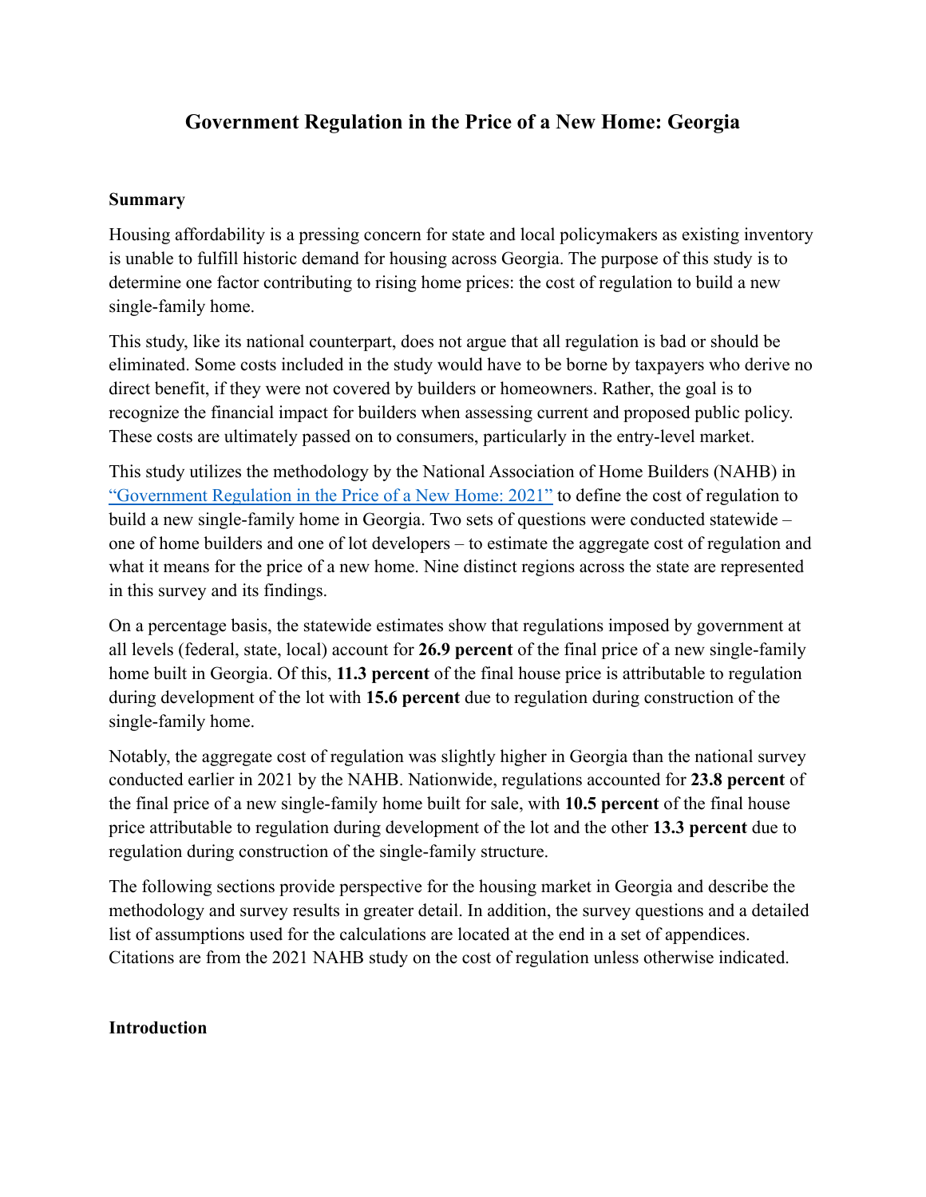# Government Regulation in the Price of a New Home: Georgia

## Summary

Housing affordability is a pressing concern for state and local policymakers as existing inventory is unable to fulfill historic demand for housing across Georgia. The purpose of this study is to determine one factor contributing to rising home prices: the cost of regulation to build a new single-family home.

This study, like its national counterpart, does not argue that all regulation is bad or should be eliminated. Some costs included in the study would have to be borne by taxpayers who derive no direct benefit, if they were not covered by builders or homeowners. Rather, the goal is to recognize the financial impact for builders when assessing current and proposed public policy. These costs are ultimately passed on to consumers, particularly in the entry-level market.

This study utilizes the methodology by the National Association of Home Builders (NAHB) in "Government Regulation in the Price of a New Home: 2021" to define the cost of regulation to build a new single-family home in Georgia. Two sets of questions were conducted statewide – one of home builders and one of lot developers – to estimate the aggregate cost of regulation and what it means for the price of a new home. Nine distinct regions across the state are represented in this survey and its findings.

On a percentage basis, the statewide estimates show that regulations imposed by government at all levels (federal, state, local) account for **26.9 percent** of the final price of a new single-family home built in Georgia. Of this, **11.3 percent** of the final house price is attributable to regulation during development of the lot with **15.6 percent** due to regulation during construction of the single-family home.

Notably, the aggregate cost of regulation was slightly higher in Georgia than the national survey conducted earlier in 2021 by the NAHB. Nationwide, regulations accounted for **23.8 percent** of the final price of a new single-family home built for sale, with **10.5 percent** of the final house price attributable to regulation during development of the lot and the other **13.3 percent** due to regulation during construction of the single-family structure.

The following sections provide perspective for the housing market in Georgia and describe the methodology and survey results in greater detail. In addition, the survey questions and a detailed list of assumptions used for the calculations are located at the end in a set of appendices. Citations are from the 2021 NAHB study on the cost of regulation unless otherwise indicated.

## Introduction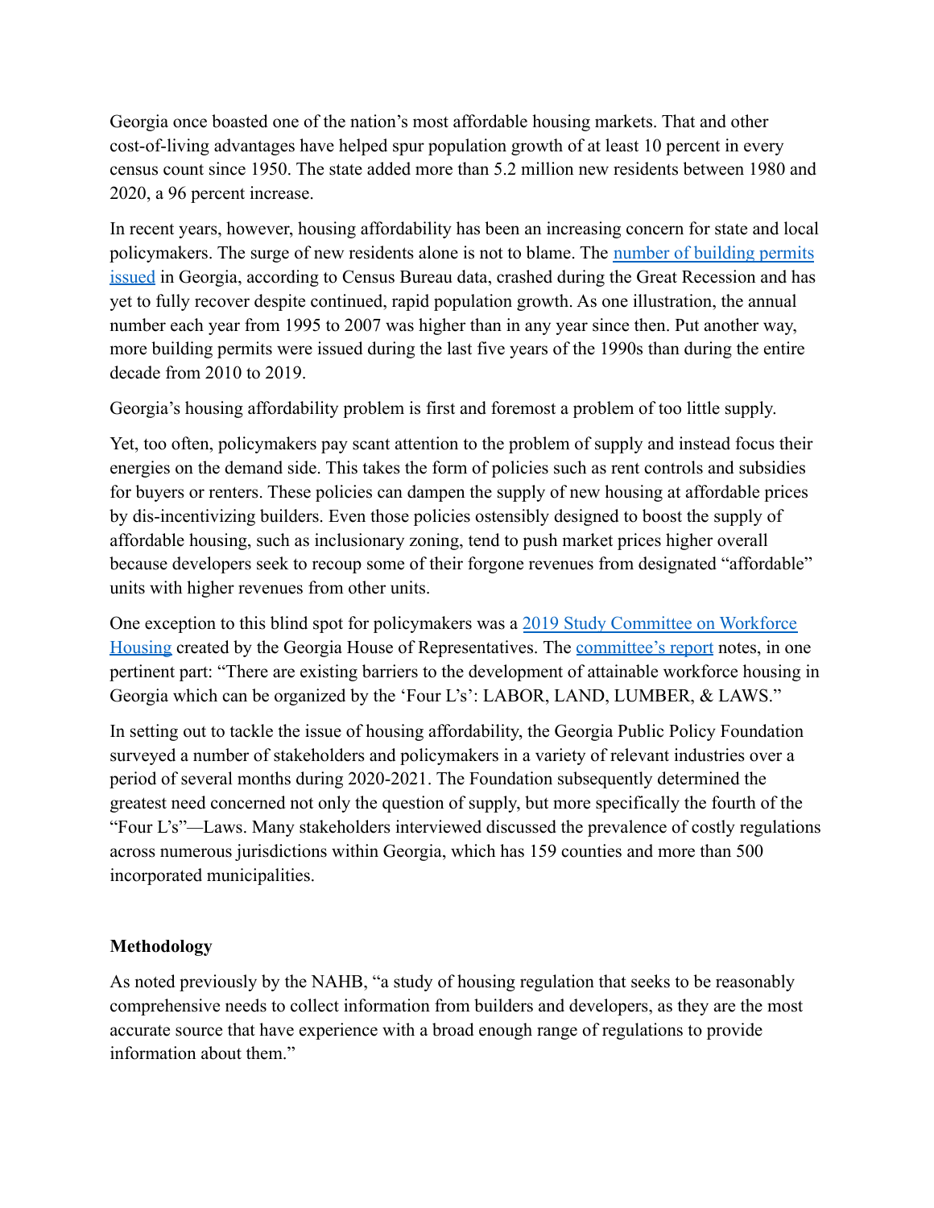Georgia once boasted one of the nation's most affordable housing markets. That and other cost-of-living advantages have helped spur population growth of at least 10 percent in every census count since 1950. The state added more than 5.2 million new residents between 1980 and 2020, a 96 percent increase.

In recent years, however, housing affordability has been an increasing concern for state and local policymakers. The surge of new residents alone is not to blame. The number of building permits issued in Georgia, according to Census Bureau data, crashed during the Great Recession and has yet to fully recover despite continued, rapid population growth. As one illustration, the annual number each year from 1995 to 2007 was higher than in any year since then. Put another way, more building permits were issued during the last five years of the 1990s than during the entire decade from 2010 to 2019.

Georgia's housing affordability problem is first and foremost a problem of too little supply.

Yet, too often, policymakers pay scant attention to the problem of supply and instead focus their energies on the demand side. This takes the form of policies such as rent controls and subsidies for buyers or renters. These policies can dampen the supply of new housing at affordable prices by dis-incentivizing builders. Even those policies ostensibly designed to boost the supply of affordable housing, such as inclusionary zoning, tend to push market prices higher overall because developers seek to recoup some of their forgone revenues from designated "affordable" units with higher revenues from other units.

One exception to this blind spot for policymakers was a 2019 Study Committee on Workforce Housing created by the Georgia House of Representatives. The committee's report notes, in one pertinent part: "There are existing barriers to the development of attainable workforce housing in Georgia which can be organized by the 'Four L's': LABOR, LAND, LUMBER, & LAWS."

In setting out to tackle the issue of housing affordability, the Georgia Public Policy Foundation surveyed a number of stakeholders and policymakers in a variety of relevant industries over a period of several months during 2020-2021. The Foundation subsequently determined the greatest need concerned not only the question of supply, but more specifically the fourth of the "Four L's"—Laws. Many stakeholders interviewed discussed the prevalence of costly regulations across numerous jurisdictions within Georgia, which has 159 counties and more than 500 incorporated municipalities.

**Methodology**

As noted previously by the NAHB, "a study of housing regulation that seeks to be reasonably comprehensive needs to collect information from builders and developers, as they are the most accurate source that have experience with a broad enough range of regulations to provide information about them."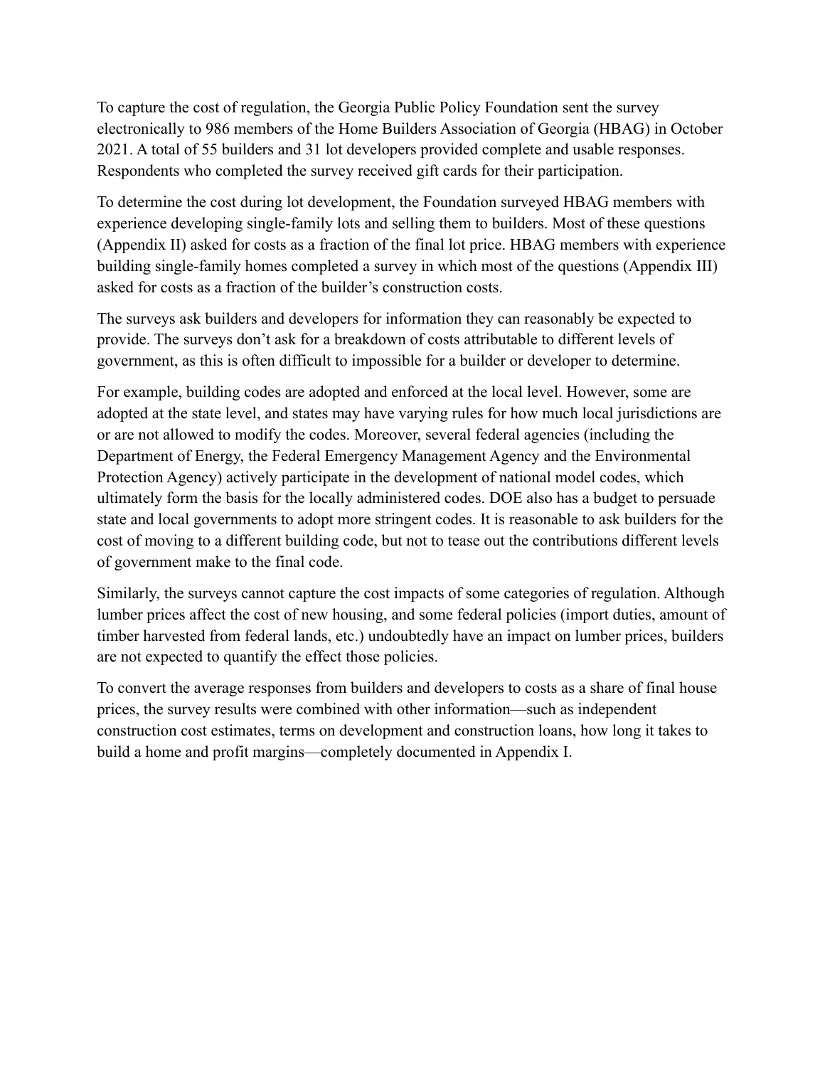To capture the cost of regulation, the Georgia Public Policy Foundation sent the survey electronically to 986 members of the Home Builders Association of Georgia (HBAG) in October 2021. A total of 55 builders and 31 lot developers provided complete and usable responses. Respondents who completed the survey received gift cards for their participation.

To determine the cost during lot development, the Foundation surveyed HBAG members with experience developing single-family lots and selling them to builders. Most of these questions (Appendix II) asked for costs as a fraction of the final lot price. HBAG members with experience building single-family homes completed a survey in which most of the questions (Appendix III) asked for costs as a fraction of the builder's construction costs.

The surveys ask builders and developers for information they can reasonably be expected to provide. The surveys don't ask for a breakdown of costs attributable to different levels of government, as this is often difficult to impossible for a builder or developer to determine.

For example, building codes are adopted and enforced at the local level. However, some are adopted at the state level, and states may have varying rules for how much local jurisdictions are or are not allowed to modify the codes. Moreover, several federal agencies (including the Department of Energy, the Federal Emergency Management Agency and the Environmental Protection Agency) actively participate in the development of national model codes, which ultimately form the basis for the locally administered codes. DOE also has a budget to persuade state and local governments to adopt more stringent codes. It is reasonable to ask builders for the cost of moving to a different building code, but not to tease out the contributions different levels of government make to the final code.

Similarly, the surveys cannot capture the cost impacts of some categories of regulation. Although lumber prices affect the cost of new housing, and some federal policies (import duties, amount of timber harvested from federal lands, etc.) undoubtedly have an impact on lumber prices, builders are not expected to quantify the effect those policies.

To convert the average responses from builders and developers to costs as a share of final house prices, the survey results were combined with other information—such as independent construction cost estimates, terms on development and construction loans, how long it takes to build a home and profit margins—completely documented in Appendix I.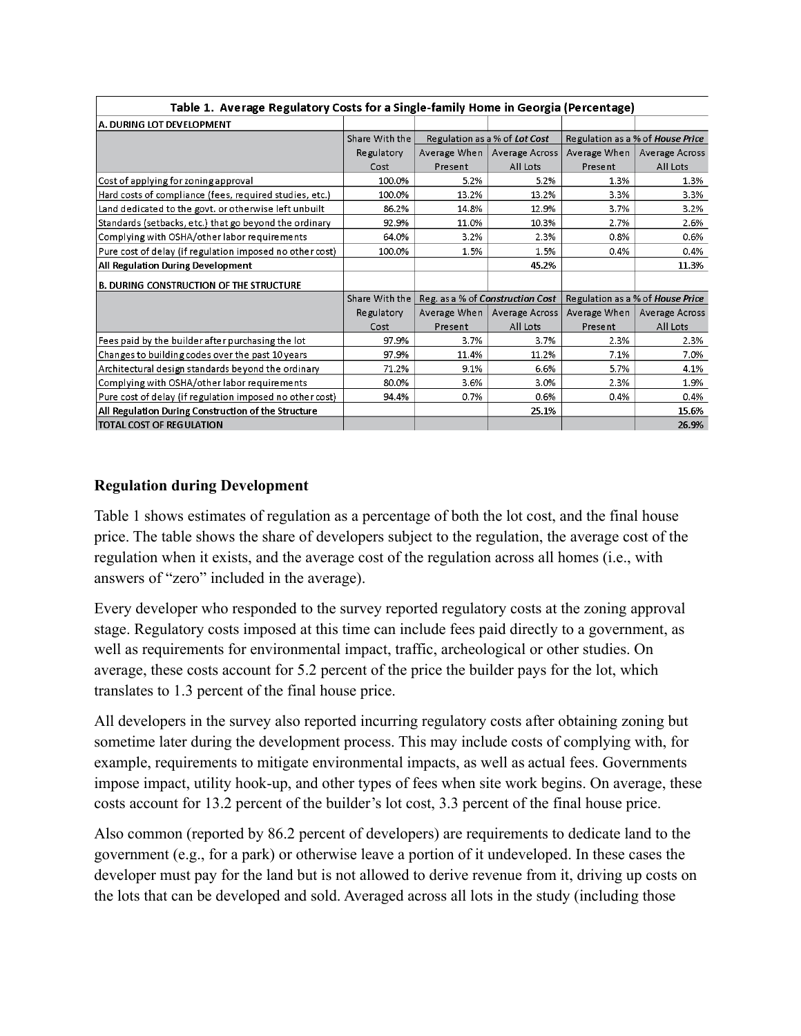| Table 1. Average Regulatory Costs for a Single-family Home in Georgia (Percentage) | | | | | |
|---|---|---|---|---|---|
| **A. DURING LOT DEVELOPMENT** | | | | | |
| | Share With the Regulatory Cost | Regulation as a % of *Lot Cost* | | Regulation as a % of *House Price* | |
| | | Average When Present | Average Across All Lots | Average When Present | Average Across All Lots |
| Cost of applying for zoning approval | 100.0% | 5.2% | 5.2% | 1.3% | 1.3% |
| Hard costs of compliance (fees, required studies, etc.) | 100.0% | 13.2% | 13.2% | 3.3% | 3.3% |
| Land dedicated to the govt. or otherwise left unbuilt | 86.2% | 14.8% | 12.9% | 3.7% | 3.2% |
| Standards (setbacks, etc.) that go beyond the ordinary | 92.9% | 11.0% | 10.3% | 2.7% | 2.6% |
| Complying with OSHA/other labor requirements | 64.0% | 3.2% | 2.3% | 0.8% | 0.6% |
| Pure cost of delay (if regulation imposed no other cost) | 100.0% | 1.5% | 1.5% | 0.4% | 0.4% |
| **All Regulation During Development** | | | 45.2% | | 11.3% |
| **B. DURING CONSTRUCTION OF THE STRUCTURE** | | | | | |
| | Share With the Regulatory Cost | Reg. as a % of *Construction Cost* | | Regulation as a % of *House Price* | |
| | | Average When Present | Average Across All Lots | Average When Present | Average Across All Lots |
| Fees paid by the builder after purchasing the lot | 97.9% | 3.7% | 3.7% | 2.3% | 2.3% |
| Changes to building codes over the past 10 years | 97.9% | 11.4% | 11.2% | 7.1% | 7.0% |
| Architectural design standards beyond the ordinary | 71.2% | 9.1% | 6.6% | 5.7% | 4.1% |
| Complying with OSHA/other labor requirements | 80.0% | 3.6% | 3.0% | 2.3% | 1.9% |
| Pure cost of delay (if regulation imposed no other cost) | 94.4% | 0.7% | 0.6% | 0.4% | 0.4% |
| **All Regulation During Construction of the Structure** | | | 25.1% | | 15.6% |
| **TOTAL COST OF REGULATION** | | | | | 26.9% |

### Regulation during Development

Table 1 shows estimates of regulation as a percentage of both the lot cost, and the final house price. The table shows the share of developers subject to the regulation, the average cost of the regulation when it exists, and the average cost of the regulation across all homes (i.e., with answers of "zero" included in the average).

Every developer who responded to the survey reported regulatory costs at the zoning approval stage. Regulatory costs imposed at this time can include fees paid directly to a government, as well as requirements for environmental impact, traffic, archeological or other studies. On average, these costs account for 5.2 percent of the price the builder pays for the lot, which translates to 1.3 percent of the final house price.

All developers in the survey also reported incurring regulatory costs after obtaining zoning but sometime later during the development process. This may include costs of complying with, for example, requirements to mitigate environmental impacts, as well as actual fees. Governments impose impact, utility hook-up, and other types of fees when site work begins. On average, these costs account for 13.2 percent of the builder's lot cost, 3.3 percent of the final house price.

Also common (reported by 86.2 percent of developers) are requirements to dedicate land to the government (e.g., for a park) or otherwise leave a portion of it undeveloped. In these cases the developer must pay for the land but is not allowed to derive revenue from it, driving up costs on the lots that can be developed and sold. Averaged across all lots in the study (including those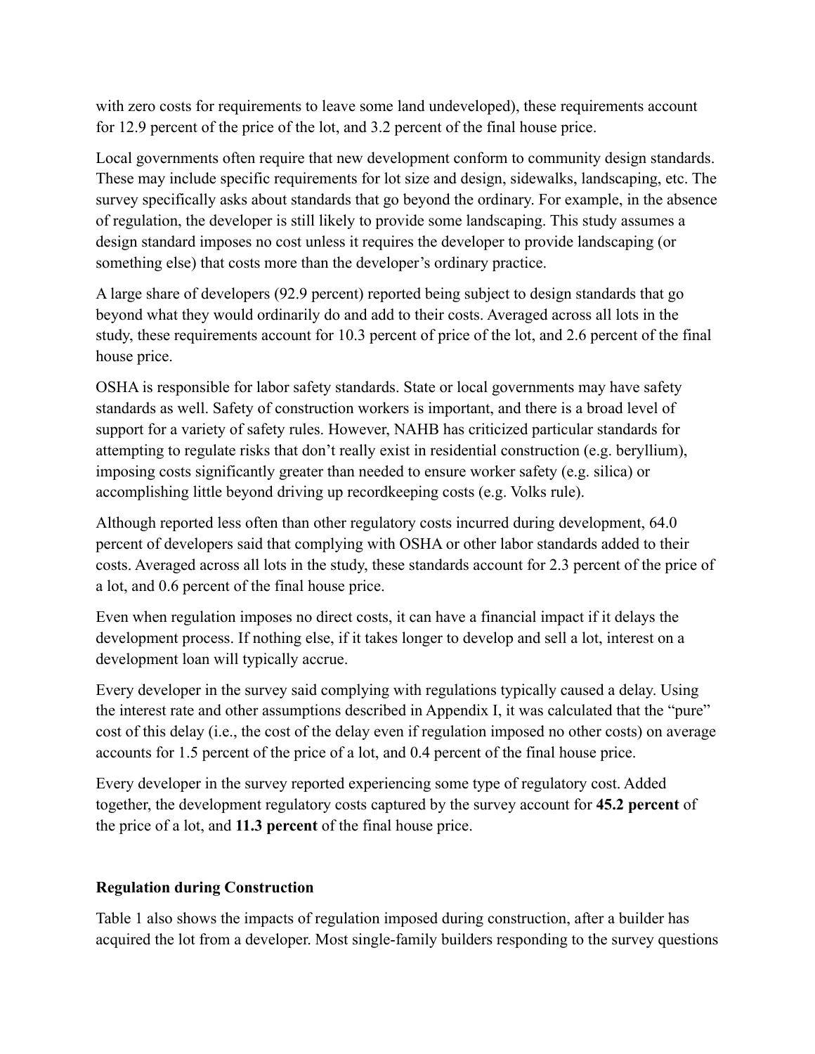with zero costs for requirements to leave some land undeveloped), these requirements account for 12.9 percent of the price of the lot, and 3.2 percent of the final house price.

Local governments often require that new development conform to community design standards. These may include specific requirements for lot size and design, sidewalks, landscaping, etc. The survey specifically asks about standards that go beyond the ordinary. For example, in the absence of regulation, the developer is still likely to provide some landscaping. This study assumes a design standard imposes no cost unless it requires the developer to provide landscaping (or something else) that costs more than the developer's ordinary practice.

A large share of developers (92.9 percent) reported being subject to design standards that go beyond what they would ordinarily do and add to their costs. Averaged across all lots in the study, these requirements account for 10.3 percent of price of the lot, and 2.6 percent of the final house price.

OSHA is responsible for labor safety standards. State or local governments may have safety standards as well. Safety of construction workers is important, and there is a broad level of support for a variety of safety rules. However, NAHB has criticized particular standards for attempting to regulate risks that don't really exist in residential construction (e.g. beryllium), imposing costs significantly greater than needed to ensure worker safety (e.g. silica) or accomplishing little beyond driving up recordkeeping costs (e.g. Volks rule).

Although reported less often than other regulatory costs incurred during development, 64.0 percent of developers said that complying with OSHA or other labor standards added to their costs. Averaged across all lots in the study, these standards account for 2.3 percent of the price of a lot, and 0.6 percent of the final house price.

Even when regulation imposes no direct costs, it can have a financial impact if it delays the development process. If nothing else, if it takes longer to develop and sell a lot, interest on a development loan will typically accrue.

Every developer in the survey said complying with regulations typically caused a delay. Using the interest rate and other assumptions described in Appendix I, it was calculated that the "pure" cost of this delay (i.e., the cost of the delay even if regulation imposed no other costs) on average accounts for 1.5 percent of the price of a lot, and 0.4 percent of the final house price.

Every developer in the survey reported experiencing some type of regulatory cost. Added together, the development regulatory costs captured by the survey account for **45.2 percent** of the price of a lot, and **11.3 percent** of the final house price.

**Regulation during Construction**

Table 1 also shows the impacts of regulation imposed during construction, after a builder has acquired the lot from a developer. Most single-family builders responding to the survey questions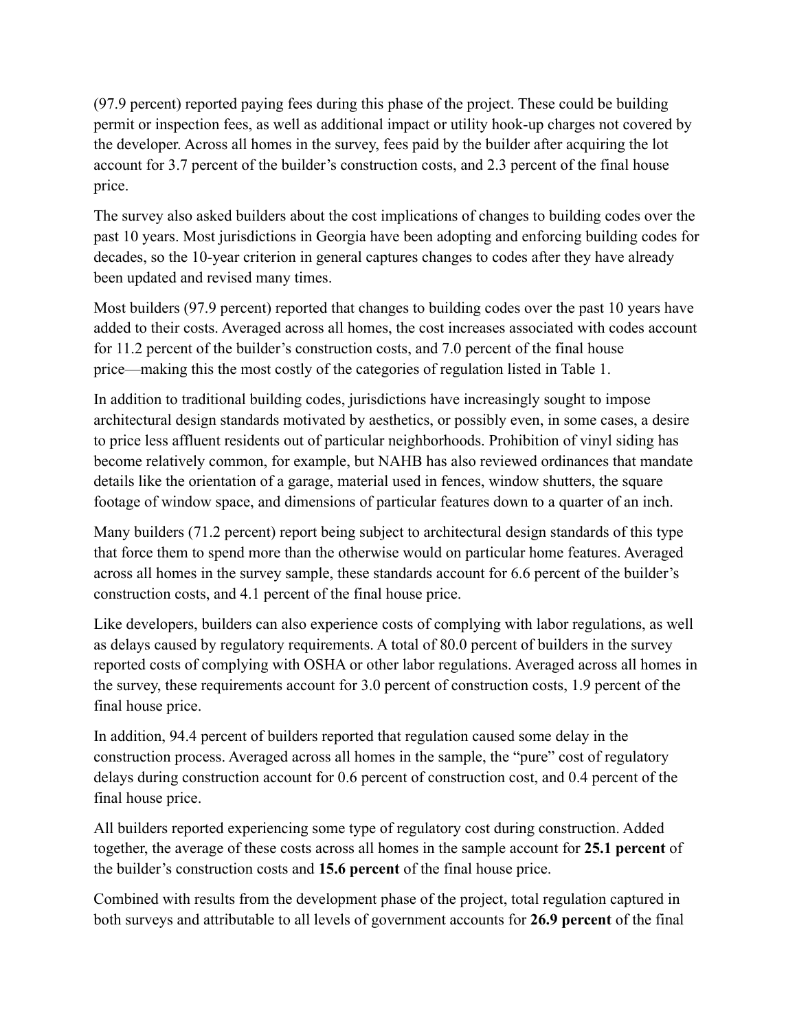(97.9 percent) reported paying fees during this phase of the project. These could be building permit or inspection fees, as well as additional impact or utility hook-up charges not covered by the developer. Across all homes in the survey, fees paid by the builder after acquiring the lot account for 3.7 percent of the builder's construction costs, and 2.3 percent of the final house price.

The survey also asked builders about the cost implications of changes to building codes over the past 10 years. Most jurisdictions in Georgia have been adopting and enforcing building codes for decades, so the 10-year criterion in general captures changes to codes after they have already been updated and revised many times.

Most builders (97.9 percent) reported that changes to building codes over the past 10 years have added to their costs. Averaged across all homes, the cost increases associated with codes account for 11.2 percent of the builder's construction costs, and 7.0 percent of the final house price—making this the most costly of the categories of regulation listed in Table 1.

In addition to traditional building codes, jurisdictions have increasingly sought to impose architectural design standards motivated by aesthetics, or possibly even, in some cases, a desire to price less affluent residents out of particular neighborhoods. Prohibition of vinyl siding has become relatively common, for example, but NAHB has also reviewed ordinances that mandate details like the orientation of a garage, material used in fences, window shutters, the square footage of window space, and dimensions of particular features down to a quarter of an inch.

Many builders (71.2 percent) report being subject to architectural design standards of this type that force them to spend more than the otherwise would on particular home features. Averaged across all homes in the survey sample, these standards account for 6.6 percent of the builder's construction costs, and 4.1 percent of the final house price.

Like developers, builders can also experience costs of complying with labor regulations, as well as delays caused by regulatory requirements. A total of 80.0 percent of builders in the survey reported costs of complying with OSHA or other labor regulations. Averaged across all homes in the survey, these requirements account for 3.0 percent of construction costs, 1.9 percent of the final house price.

In addition, 94.4 percent of builders reported that regulation caused some delay in the construction process. Averaged across all homes in the sample, the "pure" cost of regulatory delays during construction account for 0.6 percent of construction cost, and 0.4 percent of the final house price.

All builders reported experiencing some type of regulatory cost during construction. Added together, the average of these costs across all homes in the sample account for **25.1 percent** of the builder's construction costs and **15.6 percent** of the final house price.

Combined with results from the development phase of the project, total regulation captured in both surveys and attributable to all levels of government accounts for **26.9 percent** of the final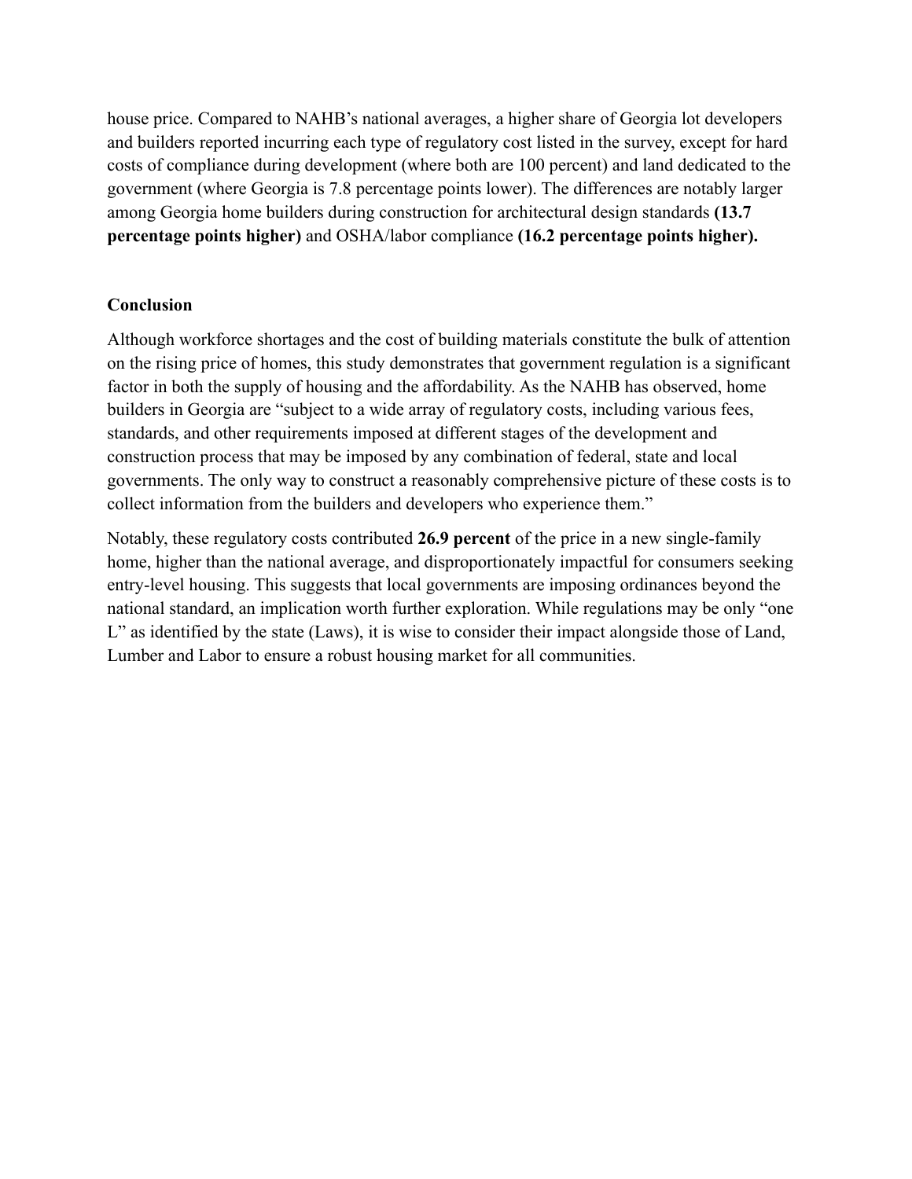house price. Compared to NAHB's national averages, a higher share of Georgia lot developers and builders reported incurring each type of regulatory cost listed in the survey, except for hard costs of compliance during development (where both are 100 percent) and land dedicated to the government (where Georgia is 7.8 percentage points lower). The differences are notably larger among Georgia home builders during construction for architectural design standards **(13.7 percentage points higher)** and OSHA/labor compliance **(16.2 percentage points higher).**

## Conclusion

Although workforce shortages and the cost of building materials constitute the bulk of attention on the rising price of homes, this study demonstrates that government regulation is a significant factor in both the supply of housing and the affordability. As the NAHB has observed, home builders in Georgia are "subject to a wide array of regulatory costs, including various fees, standards, and other requirements imposed at different stages of the development and construction process that may be imposed by any combination of federal, state and local governments. The only way to construct a reasonably comprehensive picture of these costs is to collect information from the builders and developers who experience them."

Notably, these regulatory costs contributed **26.9 percent** of the price in a new single-family home, higher than the national average, and disproportionately impactful for consumers seeking entry-level housing. This suggests that local governments are imposing ordinances beyond the national standard, an implication worth further exploration. While regulations may be only "one L" as identified by the state (Laws), it is wise to consider their impact alongside those of Land, Lumber and Labor to ensure a robust housing market for all communities.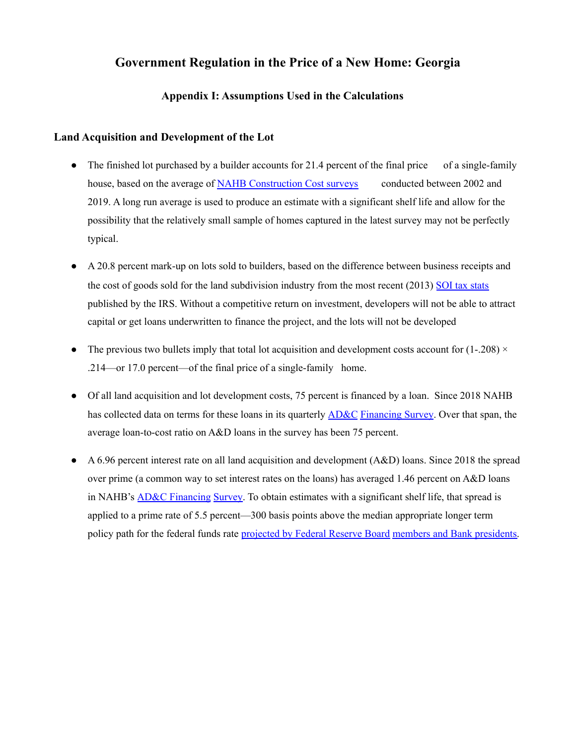# Government Regulation in the Price of a New Home: Georgia

## Appendix I: Assumptions Used in the Calculations

### Land Acquisition and Development of the Lot

- The finished lot purchased by a builder accounts for 21.4 percent of the final price of a single-family house, based on the average of NAHB Construction Cost surveys conducted between 2002 and 2019. A long run average is used to produce an estimate with a significant shelf life and allow for the possibility that the relatively small sample of homes captured in the latest survey may not be perfectly typical.

- A 20.8 percent mark-up on lots sold to builders, based on the difference between business receipts and the cost of goods sold for the land subdivision industry from the most recent (2013) SOI tax stats published by the IRS. Without a competitive return on investment, developers will not be able to attract capital or get loans underwritten to finance the project, and the lots will not be developed

- The previous two bullets imply that total lot acquisition and development costs account for (1-.208) × .214—or 17.0 percent—of the final price of a single-family home.

- Of all land acquisition and lot development costs, 75 percent is financed by a loan. Since 2018 NAHB has collected data on terms for these loans in its quarterly AD&C Financing Survey. Over that span, the average loan-to-cost ratio on A&D loans in the survey has been 75 percent.

- A 6.96 percent interest rate on all land acquisition and development (A&D) loans. Since 2018 the spread over prime (a common way to set interest rates on the loans) has averaged 1.46 percent on A&D loans in NAHB's AD&C Financing Survey. To obtain estimates with a significant shelf life, that spread is applied to a prime rate of 5.5 percent—300 basis points above the median appropriate longer term policy path for the federal funds rate projected by Federal Reserve Board members and Bank presidents.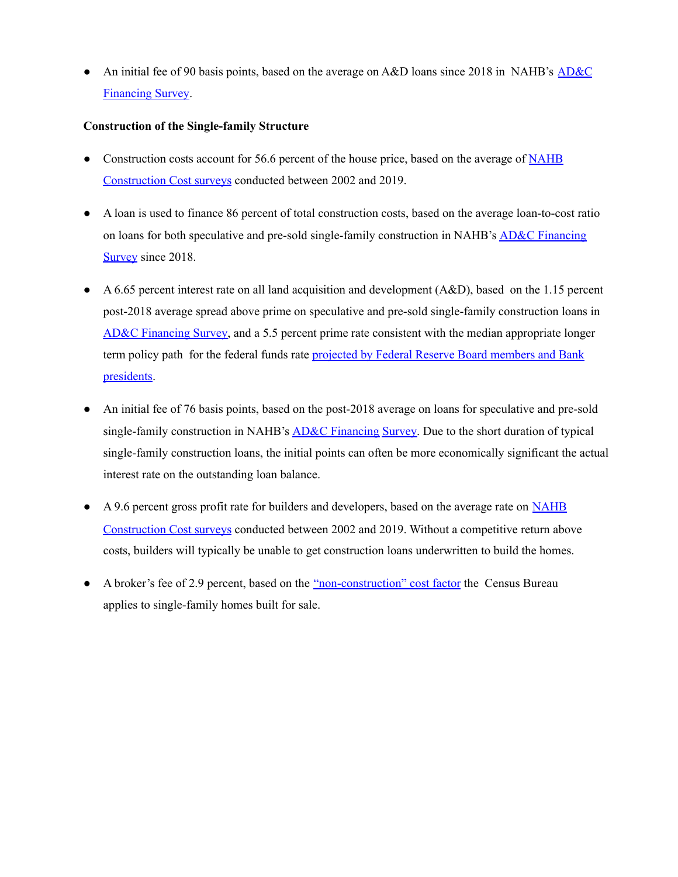- An initial fee of 90 basis points, based on the average on A&D loans since 2018 in NAHB's [AD&C Financing Survey](#).

**Construction of the Single-family Structure**

- Construction costs account for 56.6 percent of the house price, based on the average of [NAHB Construction Cost surveys](#) conducted between 2002 and 2019.

- A loan is used to finance 86 percent of total construction costs, based on the average loan-to-cost ratio on loans for both speculative and pre-sold single-family construction in NAHB's [AD&C Financing Survey](#) since 2018.

- A 6.65 percent interest rate on all land acquisition and development (A&D), based on the 1.15 percent post-2018 average spread above prime on speculative and pre-sold single-family construction loans in [AD&C Financing Survey](#), and a 5.5 percent prime rate consistent with the median appropriate longer term policy path for the federal funds rate [projected by Federal Reserve Board members and Bank presidents](#).

- An initial fee of 76 basis points, based on the post-2018 average on loans for speculative and pre-sold single-family construction in NAHB's [AD&C Financing Survey](#). Due to the short duration of typical single-family construction loans, the initial points can often be more economically significant the actual interest rate on the outstanding loan balance.

- A 9.6 percent gross profit rate for builders and developers, based on the average rate on [NAHB Construction Cost surveys](#) conducted between 2002 and 2019. Without a competitive return above costs, builders will typically be unable to get construction loans underwritten to build the homes.

- A broker's fee of 2.9 percent, based on the ["non-construction" cost factor](#) the Census Bureau applies to single-family homes built for sale.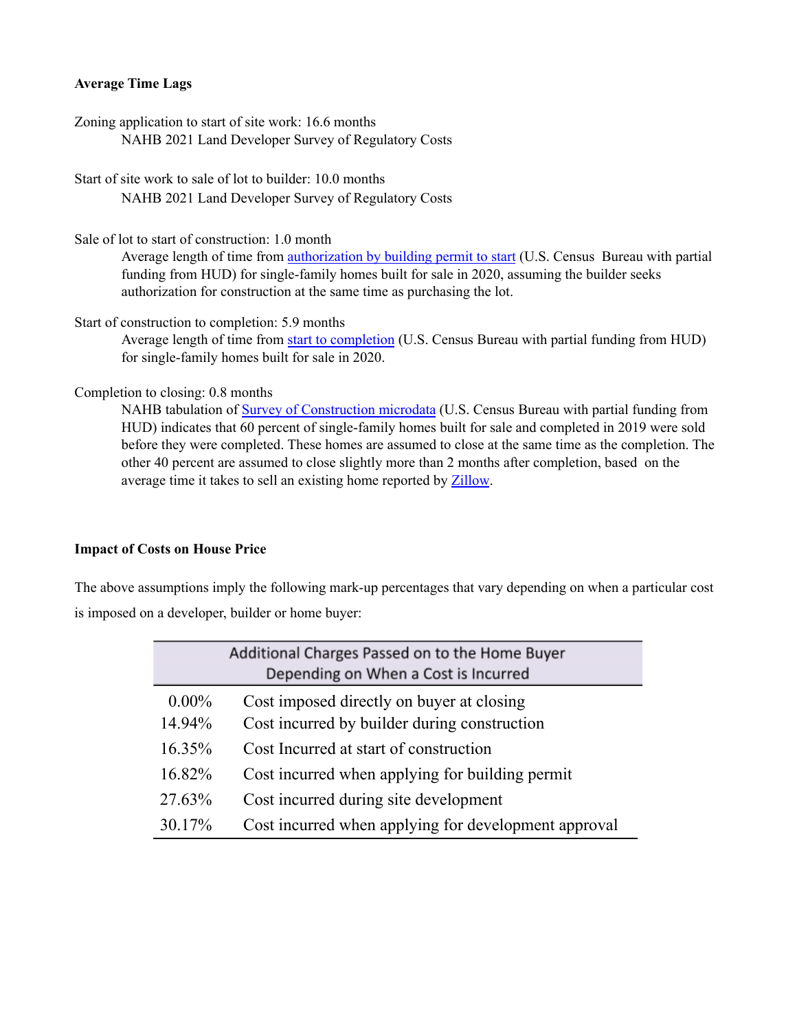**Average Time Lags**

Zoning application to start of site work: 16.6 months

NAHB 2021 Land Developer Survey of Regulatory Costs

Start of site work to sale of lot to builder: 10.0 months

NAHB 2021 Land Developer Survey of Regulatory Costs

Sale of lot to start of construction: 1.0 month

Average length of time from authorization by building permit to start (U.S. Census Bureau with partial funding from HUD) for single-family homes built for sale in 2020, assuming the builder seeks authorization for construction at the same time as purchasing the lot.

Start of construction to completion: 5.9 months

Average length of time from start to completion (U.S. Census Bureau with partial funding from HUD) for single-family homes built for sale in 2020.

Completion to closing: 0.8 months

NAHB tabulation of Survey of Construction microdata (U.S. Census Bureau with partial funding from HUD) indicates that 60 percent of single-family homes built for sale and completed in 2019 were sold before they were completed. These homes are assumed to close at the same time as the completion. The other 40 percent are assumed to close slightly more than 2 months after completion, based on the average time it takes to sell an existing home reported by Zillow.

**Impact of Costs on House Price**

The above assumptions imply the following mark-up percentages that vary depending on when a particular cost is imposed on a developer, builder or home buyer:

| Additional Charges Passed on to the Home Buyer Depending on When a Cost is Incurred | |
|---|---|
| 0.00% | Cost imposed directly on buyer at closing |
| 14.94% | Cost incurred by builder during construction |
| 16.35% | Cost Incurred at start of construction |
| 16.82% | Cost incurred when applying for building permit |
| 27.63% | Cost incurred during site development |
| 30.17% | Cost incurred when applying for development approval |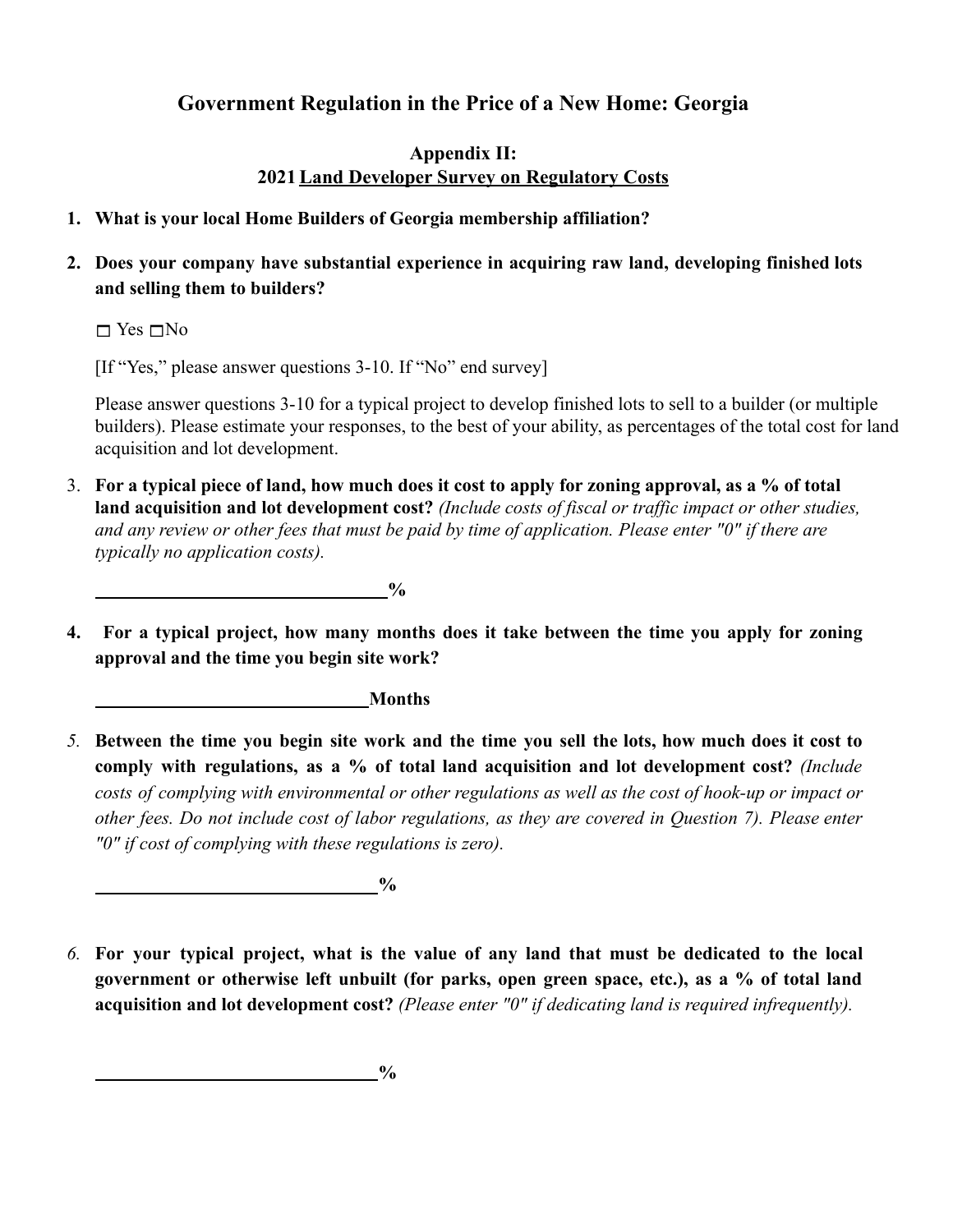# Government Regulation in the Price of a New Home: Georgia

## Appendix II:
## 2021 Land Developer Survey on Regulatory Costs

1. **What is your local Home Builders of Georgia membership affiliation?**

2. **Does your company have substantial experience in acquiring raw land, developing finished lots and selling them to builders?**

   ☐ Yes ☐No

   [If "Yes," please answer questions 3-10. If "No" end survey]

   Please answer questions 3-10 for a typical project to develop finished lots to sell to a builder (or multiple builders). Please estimate your responses, to the best of your ability, as percentages of the total cost for land acquisition and lot development.

3. **For a typical piece of land, how much does it cost to apply for zoning approval, as a % of total land acquisition and lot development cost?** *(Include costs of fiscal or traffic impact or other studies, and any review or other fees that must be paid by time of application. Please enter "0" if there are typically no application costs).*

   ______________________________**%**

4. **For a typical project, how many months does it take between the time you apply for zoning approval and the time you begin site work?**

   ______________________________**Months**

5. **Between the time you begin site work and the time you sell the lots, how much does it cost to comply with regulations, as a % of total land acquisition and lot development cost?** *(Include costs of complying with environmental or other regulations as well as the cost of hook-up or impact or other fees. Do not include cost of labor regulations, as they are covered in Question 7). Please enter "0" if cost of complying with these regulations is zero).*

   ______________________________**%**

6. **For your typical project, what is the value of any land that must be dedicated to the local government or otherwise left unbuilt (for parks, open green space, etc.), as a % of total land acquisition and lot development cost?** *(Please enter "0" if dedicating land is required infrequently).*

   ______________________________**%**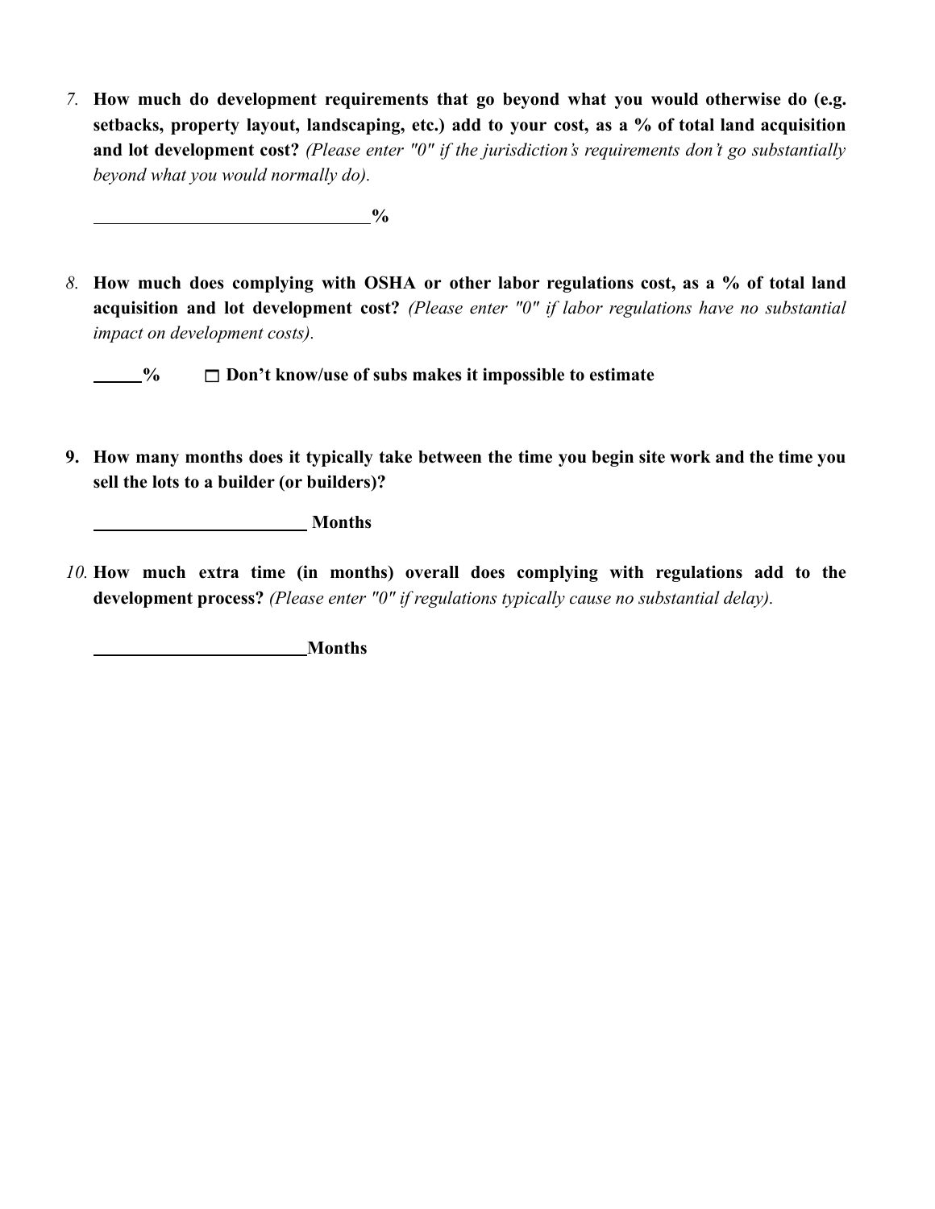7. **How much do development requirements that go beyond what you would otherwise do (e.g. setbacks, property layout, landscaping, etc.) add to your cost, as a % of total land acquisition and lot development cost?** *(Please enter "0" if the jurisdiction's requirements don't go substantially beyond what you would normally do).*

   ______________________________**%**

8. **How much does complying with OSHA or other labor regulations cost, as a % of total land acquisition and lot development cost?** *(Please enter "0" if labor regulations have no substantial impact on development costs).*

   _____**%**  ☐ **Don't know/use of subs makes it impossible to estimate**

9. **How many months does it typically take between the time you begin site work and the time you sell the lots to a builder (or builders)?**

   ________________________ **Months**

10. **How much extra time (in months) overall does complying with regulations add to the development process?** *(Please enter "0" if regulations typically cause no substantial delay).*

    ________________________**Months**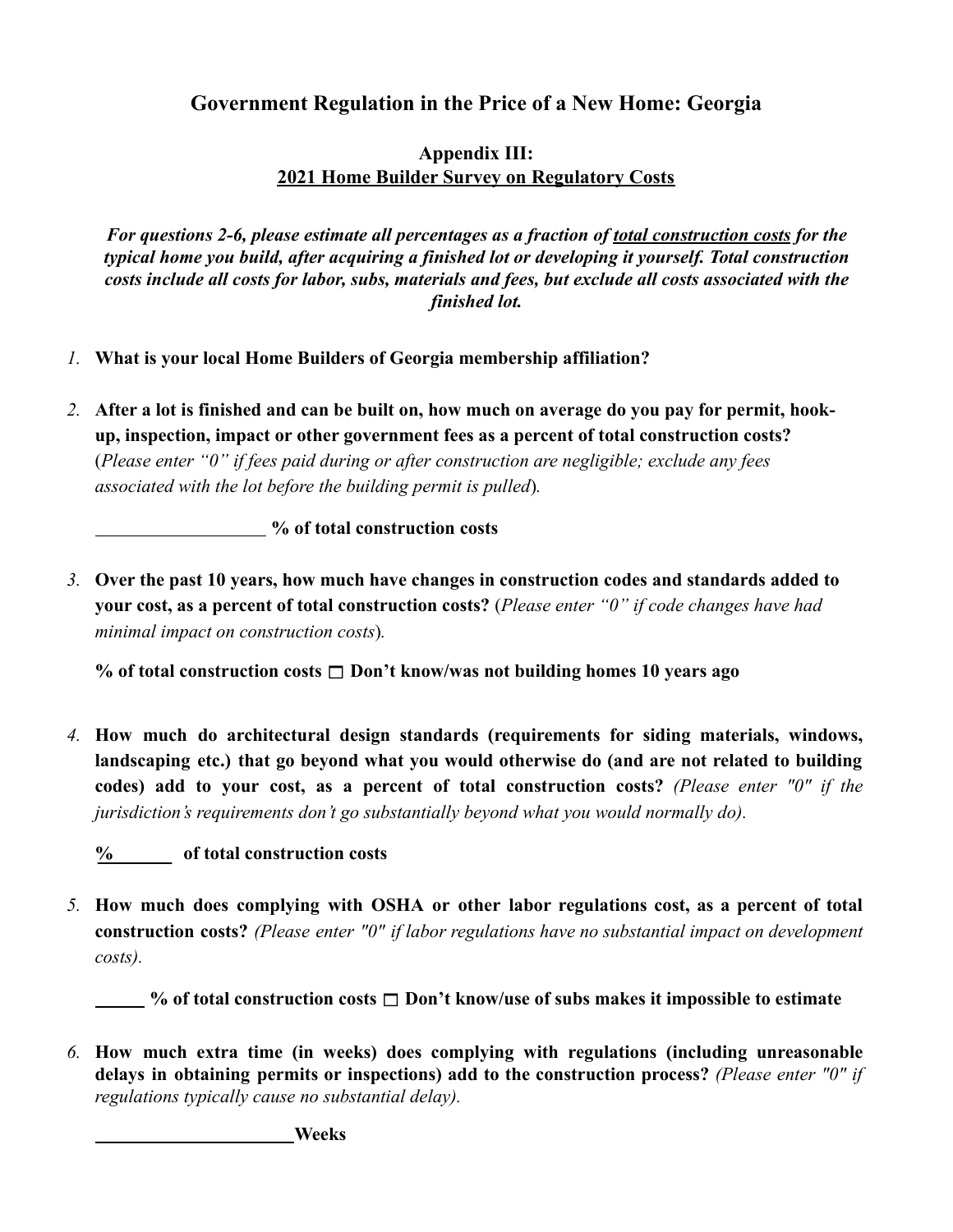# Government Regulation in the Price of a New Home: Georgia

## Appendix III: 2021 Home Builder Survey on Regulatory Costs

***For questions 2-6, please estimate all percentages as a fraction of total construction costs for the typical home you build, after acquiring a finished lot or developing it yourself. Total construction costs include all costs for labor, subs, materials and fees, but exclude all costs associated with the finished lot.***

1. **What is your local Home Builders of Georgia membership affiliation?**

2. **After a lot is finished and can be built on, how much on average do you pay for permit, hook-up, inspection, impact or other government fees as a percent of total construction costs?** (*Please enter "0" if fees paid during or after construction are negligible; exclude any fees associated with the lot before the building permit is pulled*).

   ___________________ **% of total construction costs**

3. **Over the past 10 years, how much have changes in construction codes and standards added to your cost, as a percent of total construction costs?** (*Please enter "0" if code changes have had minimal impact on construction costs*).

   **% of total construction costs ☐ Don't know/was not building homes 10 years ago**

4. **How much do architectural design standards (requirements for siding materials, windows, landscaping etc.) that go beyond what you would otherwise do (and are not related to building codes) add to your cost, as a percent of total construction costs?** *(Please enter "0" if the jurisdiction's requirements don't go substantially beyond what you would normally do).*

   **%_______ of total construction costs**

5. **How much does complying with OSHA or other labor regulations cost, as a percent of total construction costs?** *(Please enter "0" if labor regulations have no substantial impact on development costs).*

   _____ **% of total construction costs ☐ Don't know/use of subs makes it impossible to estimate**

6. **How much extra time (in weeks) does complying with regulations (including unreasonable delays in obtaining permits or inspections) add to the construction process?** *(Please enter "0" if regulations typically cause no substantial delay).*

   ______________________**Weeks**